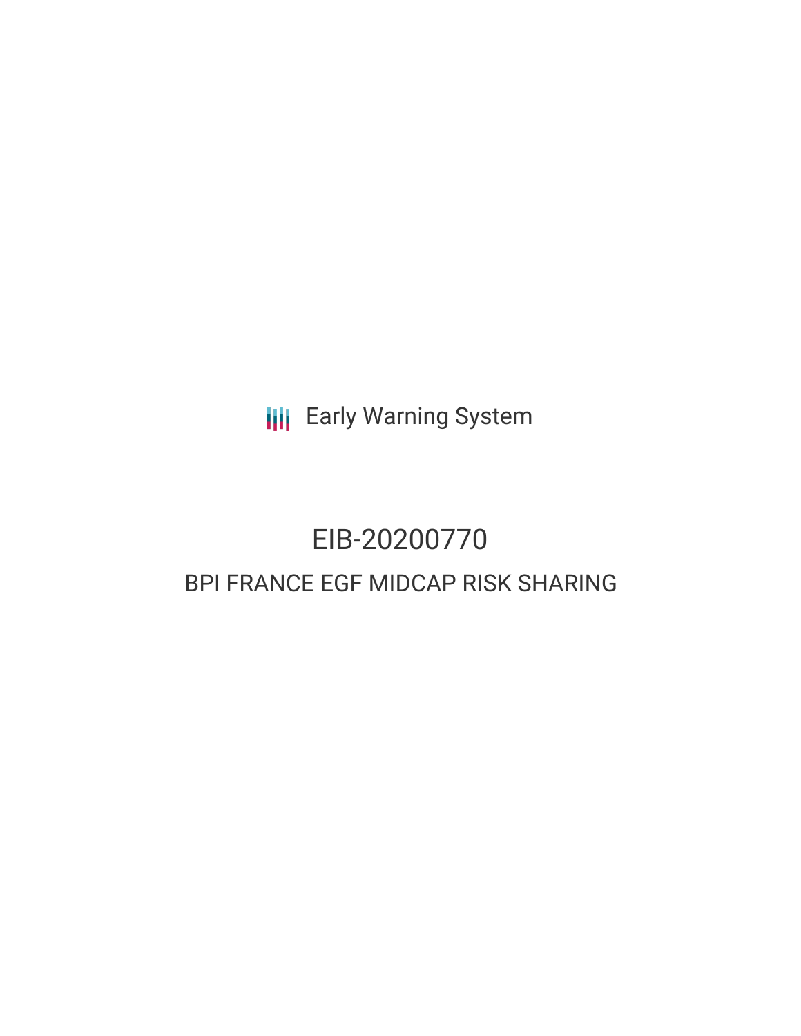Early Warning System

# EIB-20200770

## BPI FRANCE EGF MIDCAP RISK SHARING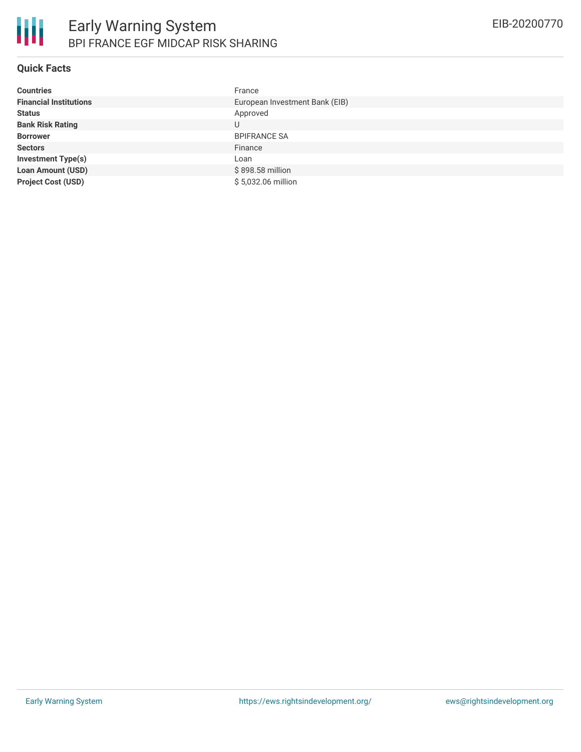# Early Warning System

## BPI FRANCE EGF MIDCAP RISK SHARING

EIB-20200770

### Quick Facts

| | |
|---|---|
| **Countries** | France |
| **Financial Institutions** | European Investment Bank (EIB) |
| **Status** | Approved |
| **Bank Risk Rating** | U |
| **Borrower** | BPIFRANCE SA |
| **Sectors** | Finance |
| **Investment Type(s)** | Loan |
| **Loan Amount (USD)** | $ 898.58 million |
| **Project Cost (USD)** | $ 5,032.06 million |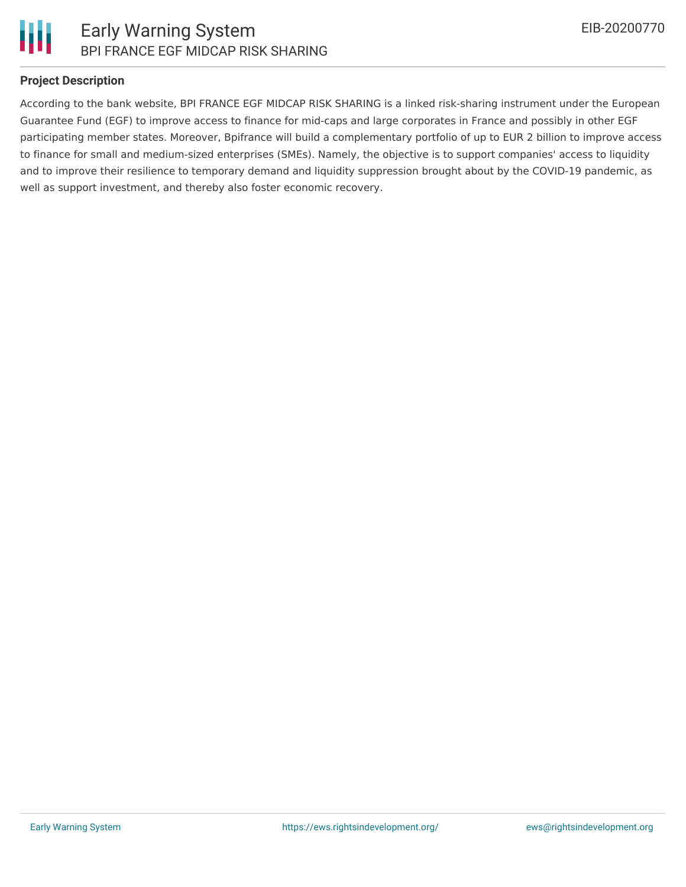## Project Description

According to the bank website, BPI FRANCE EGF MIDCAP RISK SHARING is a linked risk-sharing instrument under the European Guarantee Fund (EGF) to improve access to finance for mid-caps and large corporates in France and possibly in other EGF participating member states. Moreover, Bpifrance will build a complementary portfolio of up to EUR 2 billion to improve access to finance for small and medium-sized enterprises (SMEs). Namely, the objective is to support companies' access to liquidity and to improve their resilience to temporary demand and liquidity suppression brought about by the COVID-19 pandemic, as well as support investment, and thereby also foster economic recovery.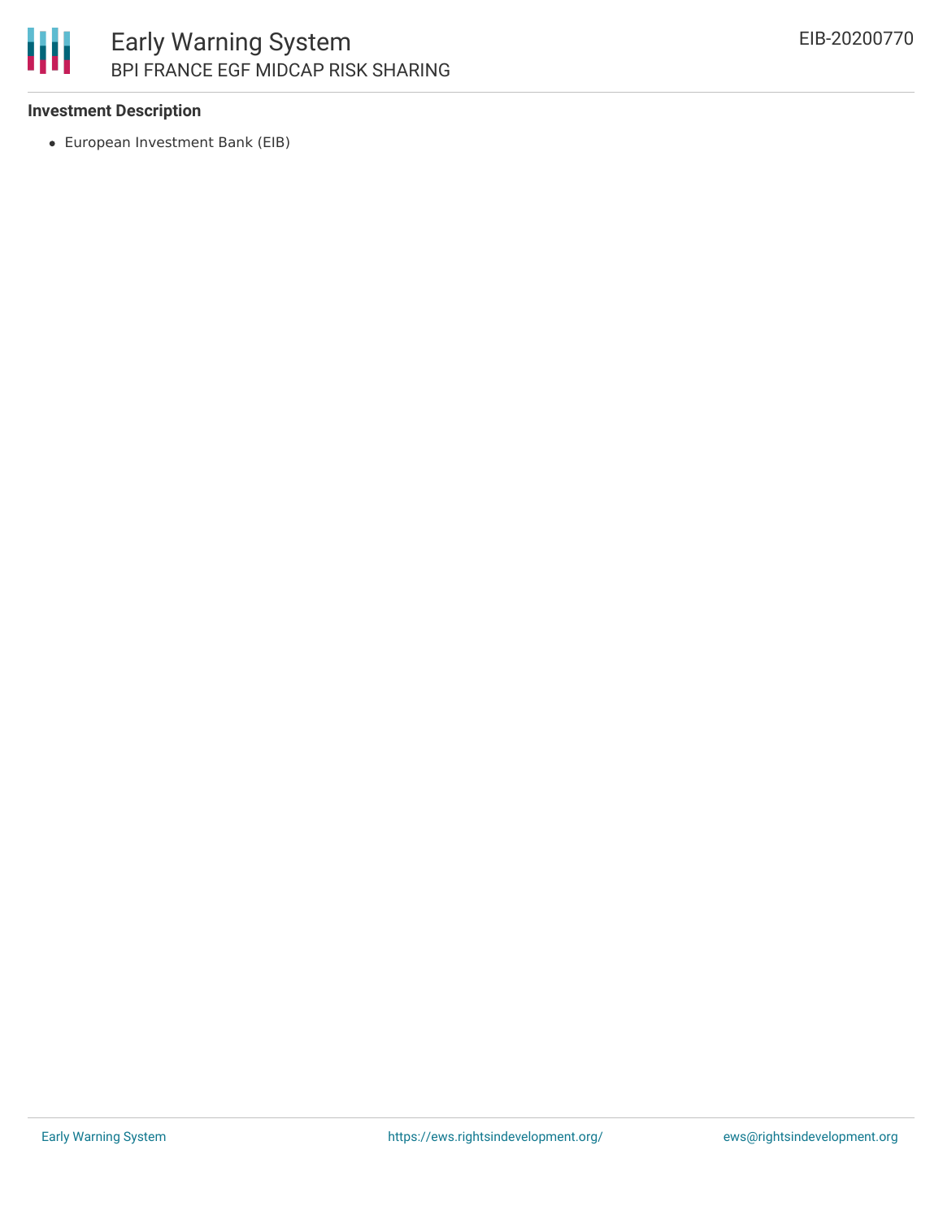#### Investment Description

- European Investment Bank (EIB)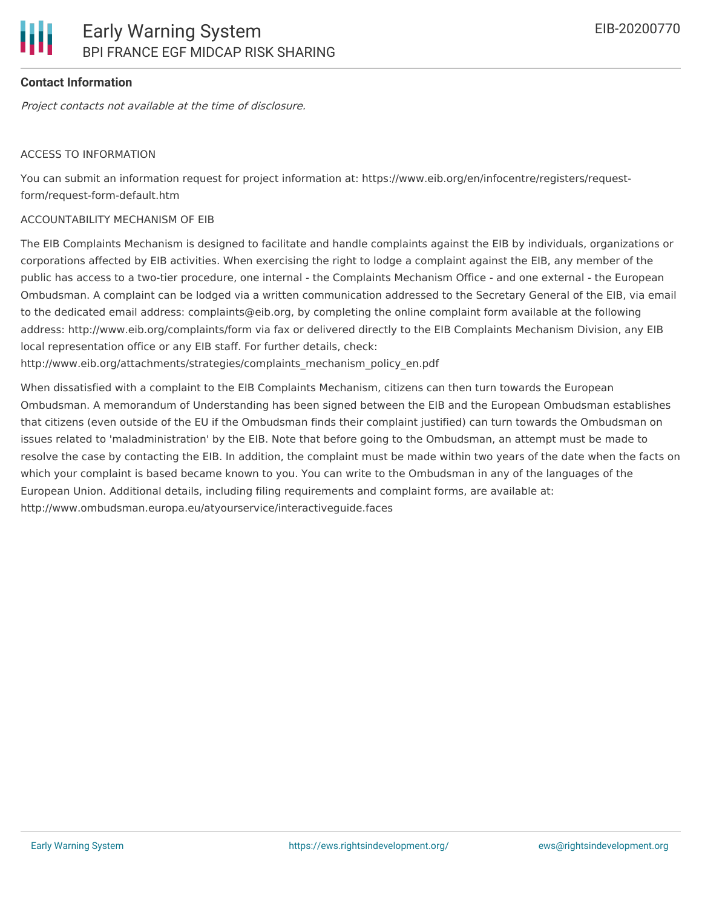## Contact Information

*Project contacts not available at the time of disclosure.*

ACCESS TO INFORMATION

You can submit an information request for project information at: https://www.eib.org/en/infocentre/registers/request-form/request-form-default.htm

ACCOUNTABILITY MECHANISM OF EIB

The EIB Complaints Mechanism is designed to facilitate and handle complaints against the EIB by individuals, organizations or corporations affected by EIB activities. When exercising the right to lodge a complaint against the EIB, any member of the public has access to a two-tier procedure, one internal - the Complaints Mechanism Office - and one external - the European Ombudsman. A complaint can be lodged via a written communication addressed to the Secretary General of the EIB, via email to the dedicated email address: complaints@eib.org, by completing the online complaint form available at the following address: http://www.eib.org/complaints/form via fax or delivered directly to the EIB Complaints Mechanism Division, any EIB local representation office or any EIB staff. For further details, check: http://www.eib.org/attachments/strategies/complaints_mechanism_policy_en.pdf

When dissatisfied with a complaint to the EIB Complaints Mechanism, citizens can then turn towards the European Ombudsman. A memorandum of Understanding has been signed between the EIB and the European Ombudsman establishes that citizens (even outside of the EU if the Ombudsman finds their complaint justified) can turn towards the Ombudsman on issues related to 'maladministration' by the EIB. Note that before going to the Ombudsman, an attempt must be made to resolve the case by contacting the EIB. In addition, the complaint must be made within two years of the date when the facts on which your complaint is based became known to you. You can write to the Ombudsman in any of the languages of the European Union. Additional details, including filing requirements and complaint forms, are available at: http://www.ombudsman.europa.eu/atyourservice/interactiveguide.faces